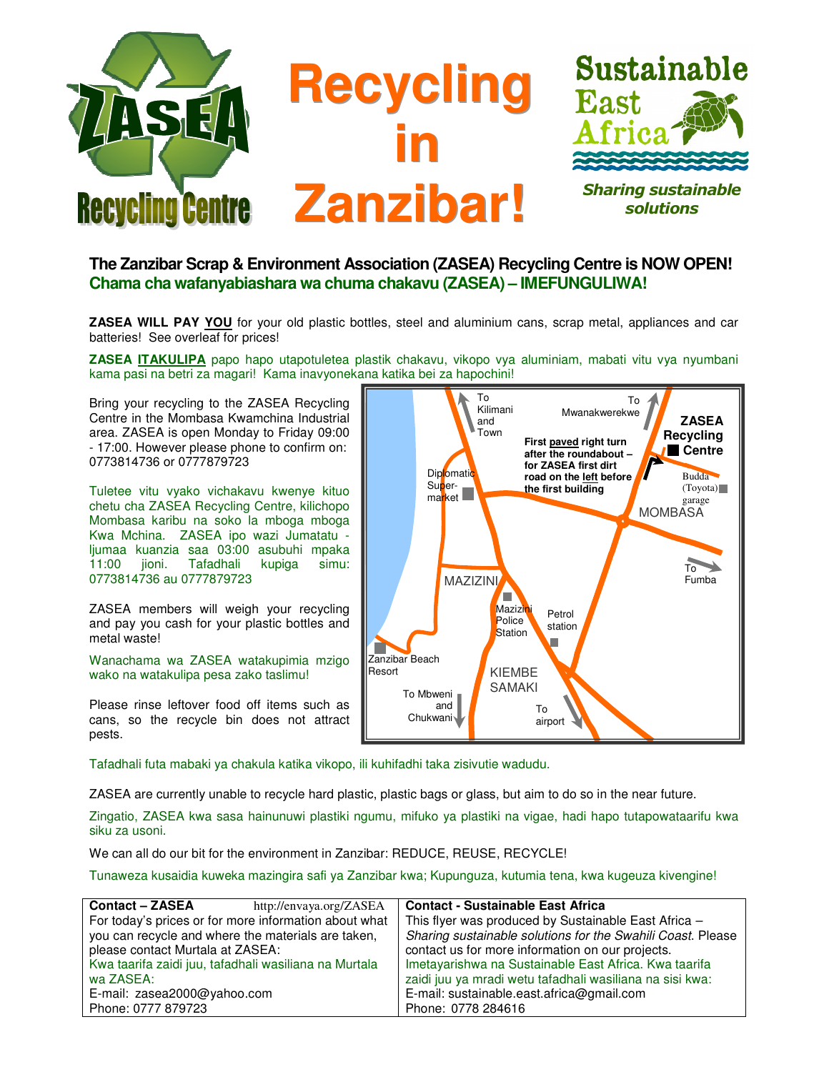# Recycling in Zanzibar!

ZASEA Recycling Centre

Sustainable East Africa — *Sharing sustainable solutions*

## The Zanzibar Scrap & Environment Association (ZASEA) Recycling Centre is NOW OPEN!

## Chama cha wafanyabiashara wa chuma chakavu (ZASEA) – IMEFUNGULIWA!

**ZASEA WILL PAY YOU** for your old plastic bottles, steel and aluminium cans, scrap metal, appliances and car batteries! See overleaf for prices!

**ZASEA ITAKULIPA** papo hapo utapotuletea plastik chakavu, vikopo vya aluminiam, mabati vitu vya nyumbani kama pasi na betri za magari! Kama inavyonekana katika bei za hapochini!

Bring your recycling to the ZASEA Recycling Centre in the Mombasa Kwamchina Industrial area. ZASEA is open Monday to Friday 09:00 - 17:00. However please phone to confirm on: 0773814736 or 0777879723

Tuletee vitu vyako vichakavu kwenye kituo chetu cha ZASEA Recycling Centre, kilichopo Mombasa karibu na soko la mboga mboga Kwa Mchina. ZASEA ipo wazi Jumatatu - Ijumaa kuanzia saa 03:00 asubuhi mpaka 11:00 jioni. Tafadhali kupiga simu: 0773814736 au 0777879723

ZASEA members will weigh your recycling and pay you cash for your plastic bottles and metal waste!

Wanachama wa ZASEA watakupimia mzigo wako na watakulipa pesa zako taslimu!

Please rinse leftover food off items such as cans, so the recycle bin does not attract pests.

Tafadhali futa mabaki ya chakula katika vikopo, ili kuhifadhi taka zisivutie wadudu.

ZASEA are currently unable to recycle hard plastic, plastic bags or glass, but aim to do so in the near future.

Zingatio, ZASEA kwa sasa hainunuwi plastiki ngumu, mifuko ya plastiki na vigae, hadi hapo tutapowataarifu kwa siku za usoni.

We can all do our bit for the environment in Zanzibar: REDUCE, REUSE, RECYCLE!

Tunaweza kusaidia kuweka mazingira safi ya Zanzibar kwa; Kupunguza, kutumia tena, kwa kugeuza kivengine!

| **Contact – ZASEA** http://envaya.org/ZASEA | **Contact - Sustainable East Africa** |
|---|---|
| For today's prices or for more information about what you can recycle and where the materials are taken, please contact Murtala at ZASEA:<br>Kwa taarifa zaidi juu, tafadhali wasiliana na Murtala wa ZASEA:<br>E-mail: zasea2000@yahoo.com<br>Phone: 0777 879723 | This flyer was produced by Sustainable East Africa – *Sharing sustainable solutions for the Swahili Coast*. Please contact us for more information on our projects.<br>Imetayarishwa na Sustainable East Africa. Kwa taarifa zaidi juu ya mradi wetu tafadhali wasiliana na sisi kwa:<br>E-mail: sustainable.east.africa@gmail.com<br>Phone: 0778 284616 |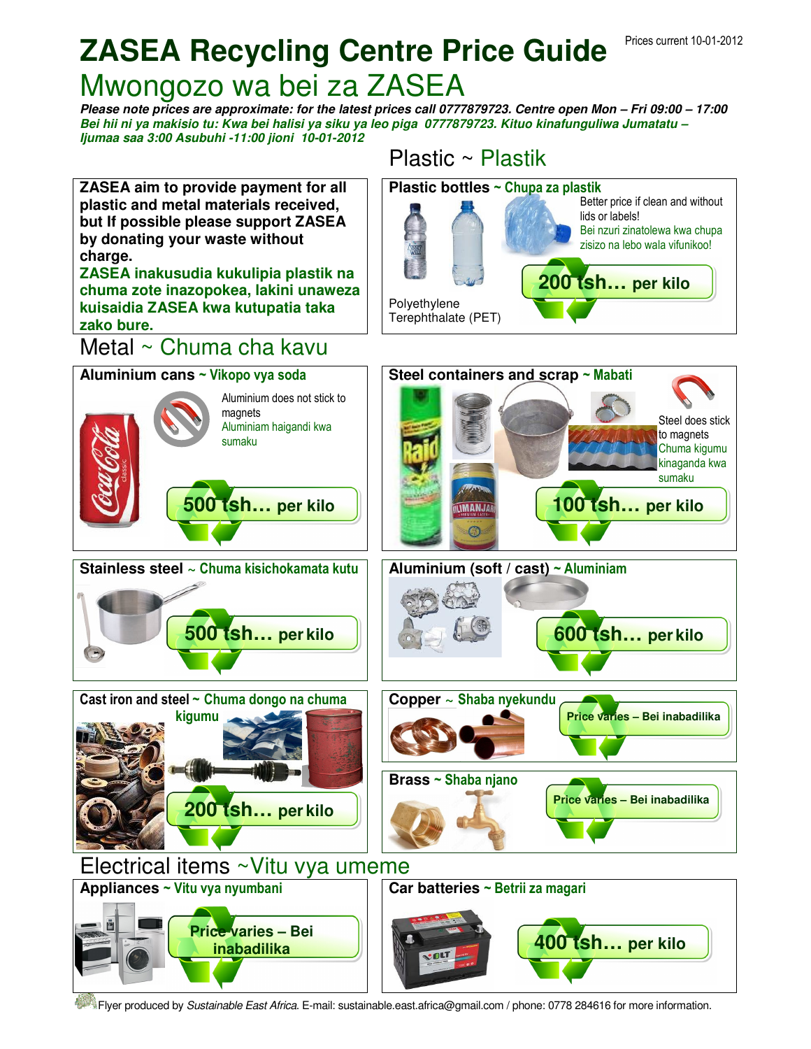# ZASEA Recycling Centre Price Guide

Prices current 10-01-2012

## Mwongozo wa bei za ZASEA

***Please note prices are approximate: for the latest prices call 0777879723. Centre open Mon – Fri 09:00 – 17:00***

***Bei hii ni ya makisio tu: Kwa bei halisi ya siku ya leo piga 0777879723. Kituo kinafunguliwa Jumatatu – Ijumaa saa 3:00 Asubuhi -11:00 jioni 10-01-2012***

**ZASEA aim to provide payment for all plastic and metal materials received, but If possible please support ZASEA by donating your waste without charge.**

**ZASEA inakusudia kukulipia plastik na chuma zote inazopokea, lakini unaweza kuisaidia ZASEA kwa kutupatia taka zako bure.**

## Plastic ~ Plastik

### Plastic bottles ~ Chupa za plastik

Better price if clean and without lids or labels!

Bei nzuri zinatolewa kwa chupa zisizo na lebo wala vifunikoo!

**200 tsh… per kilo**

Polyethylene Terephthalate (PET)

## Metal ~ Chuma cha kavu

### Aluminium cans ~ Vikopo vya soda

Aluminium does not stick to magnets

Aluminiam haigandi kwa sumaku

**500 tsh… per kilo**

### Steel containers and scrap ~ Mabati

Steel does stick to magnets

Chuma kigumu kinaganda kwa sumaku

**100 tsh… per kilo**

### Stainless steel ~ Chuma kisichokamata kutu

**500 tsh… per kilo**

### Aluminium (soft / cast) ~ Aluminiam

**600 tsh… per kilo**

### Cast iron and steel ~ Chuma dongo na chuma kigumu

**200 tsh… per kilo**

### Copper ~ Shaba nyekundu

**Price varies – Bei inabadilika**

### Brass ~ Shaba njano

**Price varies – Bei inabadilika**

## Electrical items ~Vitu vya umeme

### Appliances ~ Vitu vya nyumbani

**Price varies – Bei inabadilika**

### Car batteries ~ Betrii za magari

**400 tsh… per kilo**

Flyer produced by *Sustainable East Africa*. E-mail: sustainable.east.africa@gmail.com / phone: 0778 284616 for more information.